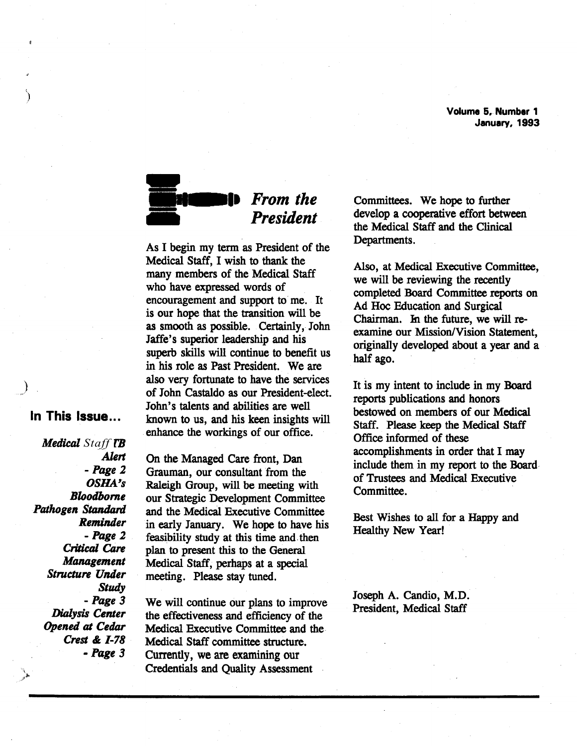Volume 5, Number 1
January, 1993

## From the President

As I begin my term as President of the Medical Staff, I wish to thank the many members of the Medical Staff who have expressed words of encouragement and support to me. It is our hope that the transition will be as smooth as possible. Certainly, John Jaffe's superior leadership and his superb skills will continue to benefit us in his role as Past President. We are also very fortunate to have the services of John Castaldo as our President-elect. John's talents and abilities are well known to us, and his keen insights will enhance the workings of our office.

On the Managed Care front, Dan Grauman, our consultant from the Raleigh Group, will be meeting with our Strategic Development Committee and the Medical Executive Committee in early January. We hope to have his feasibility study at this time and then plan to present this to the General Medical Staff, perhaps at a special meeting. Please stay tuned.

We will continue our plans to improve the effectiveness and efficiency of the Medical Executive Committee and the Medical Staff committee structure. Currently, we are examining our Credentials and Quality Assessment Committees. We hope to further develop a cooperative effort between the Medical Staff and the Clinical Departments.

Also, at Medical Executive Committee, we will be reviewing the recently completed Board Committee reports on Ad Hoc Education and Surgical Chairman. In the future, we will re-examine our Mission/Vision Statement, originally developed about a year and a half ago.

It is my intent to include in my Board reports publications and honors bestowed on members of our Medical Staff. Please keep the Medical Staff Office informed of these accomplishments in order that I may include them in my report to the Board of Trustees and Medical Executive Committee.

Best Wishes to all for a Happy and Healthy New Year!

Joseph A. Candio, M.D.
President, Medical Staff

### In This Issue...

*Medical Staff TB Alert* - *Page 2*

*OSHA's Bloodborne Pathogen Standard Reminder* - *Page 2*

*Critical Care Management Structure Under Study* - *Page 3*

*Dialysis Center Opened at Cedar Crest & I-78* - *Page 3*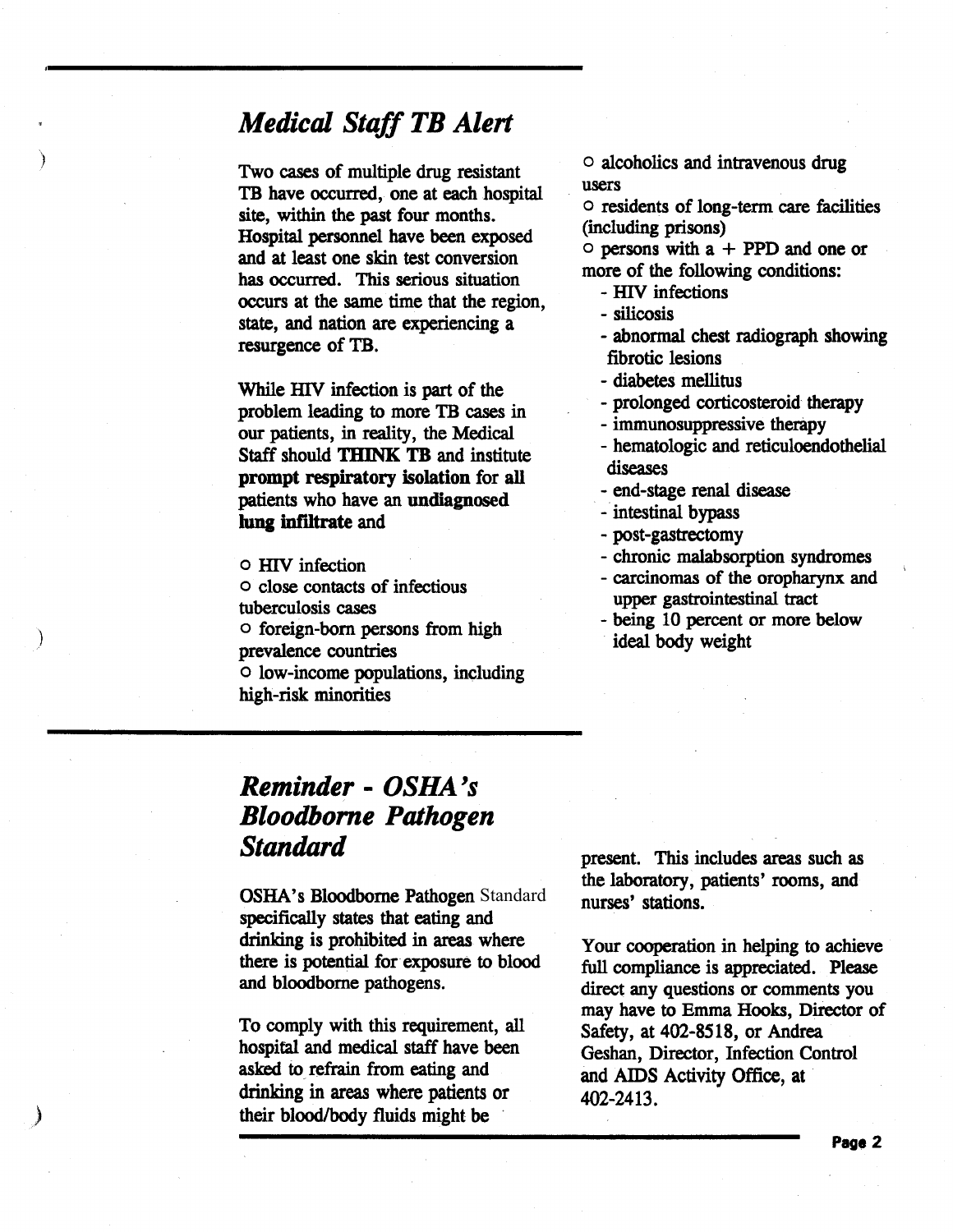## *Medical Staff TB Alert*

Two cases of multiple drug resistant TB have occurred, one at each hospital site, within the past four months. Hospital personnel have been exposed and at least one skin test conversion has occurred. This serious situation occurs at the same time that the region, state, and nation are experiencing a resurgence of TB.

While HIV infection is part of the problem leading to more TB cases in our patients, in reality, the Medical Staff should **THINK TB** and institute **prompt respiratory isolation** for **all** patients who have an **undiagnosed lung infiltrate** and

- HIV infection
- close contacts of infectious tuberculosis cases
- foreign-born persons from high prevalence countries
- low-income populations, including high-risk minorities
- alcoholics and intravenous drug users
- residents of long-term care facilities (including prisons)
- persons with a + PPD and one or more of the following conditions:
  - HIV infections
  - silicosis
  - abnormal chest radiograph showing fibrotic lesions
  - diabetes mellitus
  - prolonged corticosteroid therapy
  - immunosuppressive therapy
  - hematologic and reticuloendothelial diseases
  - end-stage renal disease
  - intestinal bypass
  - post-gastrectomy
  - chronic malabsorption syndromes
  - carcinomas of the oropharynx and upper gastrointestinal tract
  - being 10 percent or more below ideal body weight

## *Reminder - OSHA's Bloodborne Pathogen Standard*

OSHA's Bloodborne Pathogen Standard specifically states that eating and drinking is prohibited in areas where there is potential for exposure to blood and bloodborne pathogens.

To comply with this requirement, all hospital and medical staff have been asked to refrain from eating and drinking in areas where patients or their blood/body fluids might be present. This includes areas such as the laboratory, patients' rooms, and nurses' stations.

Your cooperation in helping to achieve full compliance is appreciated. Please direct any questions or comments you may have to Emma Hooks, Director of Safety, at 402-8518, or Andrea Geshan, Director, Infection Control and AIDS Activity Office, at 402-2413.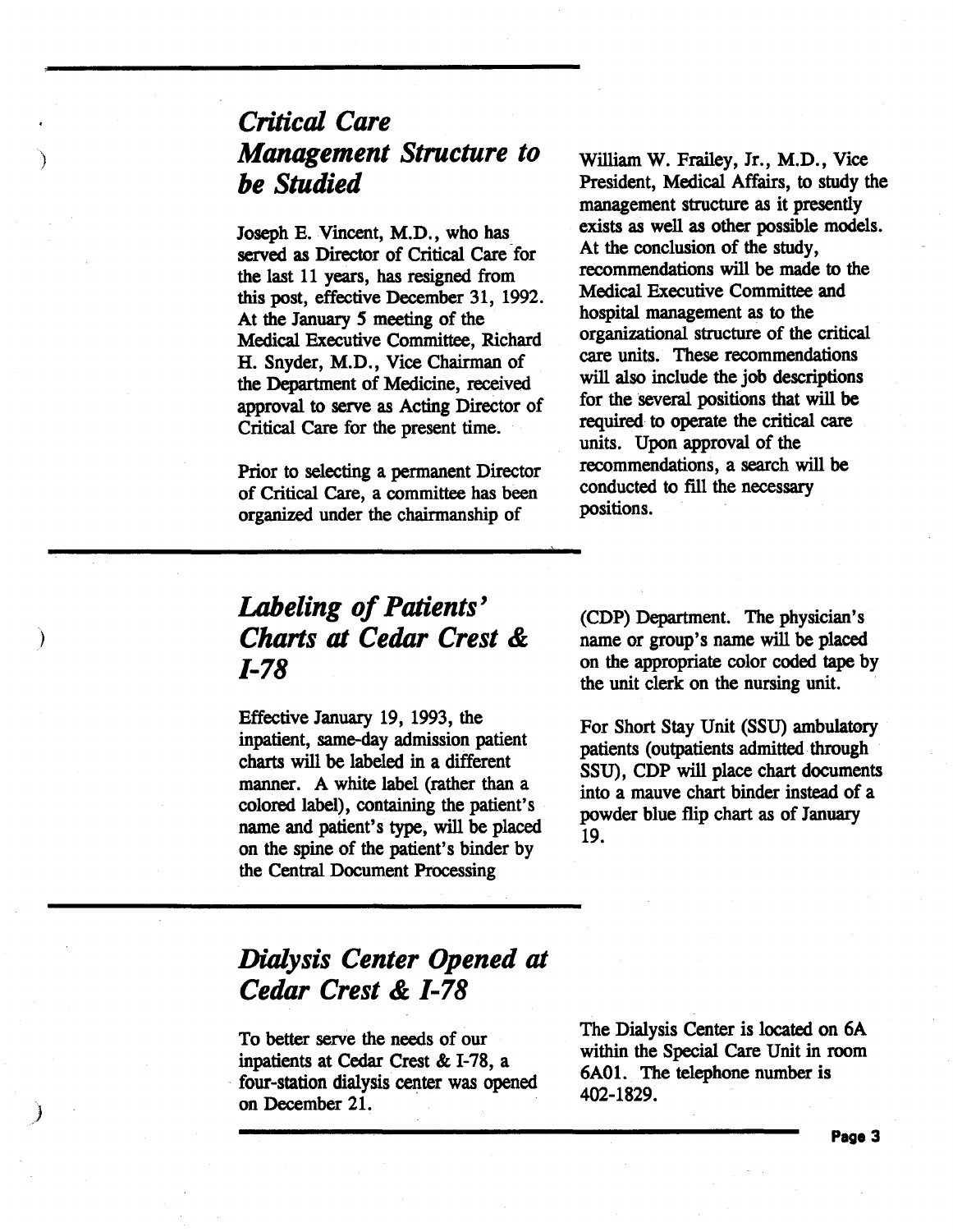## *Critical Care Management Structure to be Studied*

Joseph E. Vincent, M.D., who has served as Director of Critical Care for the last 11 years, has resigned from this post, effective December 31, 1992. At the January 5 meeting of the Medical Executive Committee, Richard H. Snyder, M.D., Vice Chairman of the Department of Medicine, received approval to serve as Acting Director of Critical Care for the present time.

Prior to selecting a permanent Director of Critical Care, a committee has been organized under the chairmanship of William W. Frailey, Jr., M.D., Vice President, Medical Affairs, to study the management structure as it presently exists as well as other possible models. At the conclusion of the study, recommendations will be made to the Medical Executive Committee and hospital management as to the organizational structure of the critical care units. These recommendations will also include the job descriptions for the several positions that will be required to operate the critical care units. Upon approval of the recommendations, a search will be conducted to fill the necessary positions.

## *Labeling of Patients' Charts at Cedar Crest & I-78*

Effective January 19, 1993, the inpatient, same-day admission patient charts will be labeled in a different manner. A white label (rather than a colored label), containing the patient's name and patient's type, will be placed on the spine of the patient's binder by the Central Document Processing (CDP) Department. The physician's name or group's name will be placed on the appropriate color coded tape by the unit clerk on the nursing unit.

For Short Stay Unit (SSU) ambulatory patients (outpatients admitted through SSU), CDP will place chart documents into a mauve chart binder instead of a powder blue flip chart as of January 19.

## *Dialysis Center Opened at Cedar Crest & I-78*

To better serve the needs of our inpatients at Cedar Crest & I-78, a four-station dialysis center was opened on December 21.

The Dialysis Center is located on 6A within the Special Care Unit in room 6A01. The telephone number is 402-1829.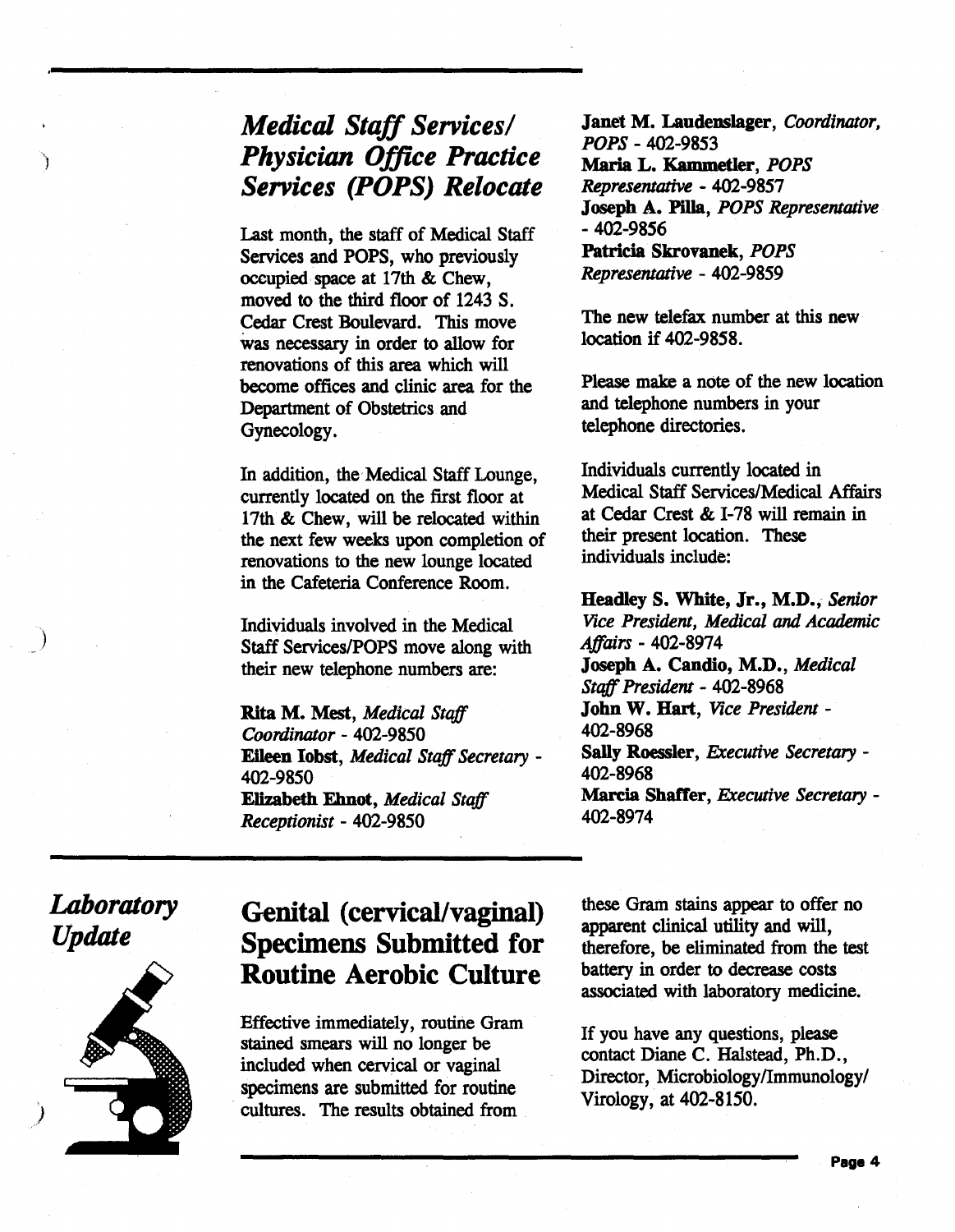## *Medical Staff Services/ Physician Office Practice Services (POPS) Relocate*

Last month, the staff of Medical Staff Services and POPS, who previously occupied space at 17th & Chew, moved to the third floor of 1243 S. Cedar Crest Boulevard. This move was necessary in order to allow for renovations of this area which will become offices and clinic area for the Department of Obstetrics and Gynecology.

In addition, the Medical Staff Lounge, currently located on the first floor at 17th & Chew, will be relocated within the next few weeks upon completion of renovations to the new lounge located in the Cafeteria Conference Room.

Individuals involved in the Medical Staff Services/POPS move along with their new telephone numbers are:

**Rita M. Mest**, *Medical Staff Coordinator* - 402-9850
**Eileen Iobst**, *Medical Staff Secretary* - 402-9850
**Elizabeth Ehnot**, *Medical Staff Receptionist* - 402-9850
**Janet M. Laudenslager**, *Coordinator, POPS* - 402-9853
**Maria L. Kammetler**, *POPS Representative* - 402-9857
**Joseph A. Pilla**, *POPS Representative* - 402-9856
**Patricia Skrovanek**, *POPS Representative* - 402-9859

The new telefax number at this new location if 402-9858.

Please make a note of the new location and telephone numbers in your telephone directories.

Individuals currently located in Medical Staff Services/Medical Affairs at Cedar Crest & I-78 will remain in their present location. These individuals include:

**Headley S. White, Jr., M.D.**, *Senior Vice President, Medical and Academic Affairs* - 402-8974
**Joseph A. Candio, M.D.**, *Medical Staff President* - 402-8968
**John W. Hart**, *Vice President* - 402-8968
**Sally Roessler**, *Executive Secretary* - 402-8968
**Marcia Shaffer**, *Executive Secretary* - 402-8974

## *Laboratory Update*

## Genital (cervical/vaginal) Specimens Submitted for Routine Aerobic Culture

Effective immediately, routine Gram stained smears will no longer be included when cervical or vaginal specimens are submitted for routine cultures. The results obtained from these Gram stains appear to offer no apparent clinical utility and will, therefore, be eliminated from the test battery in order to decrease costs associated with laboratory medicine.

If you have any questions, please contact Diane C. Halstead, Ph.D., Director, Microbiology/Immunology/Virology, at 402-8150.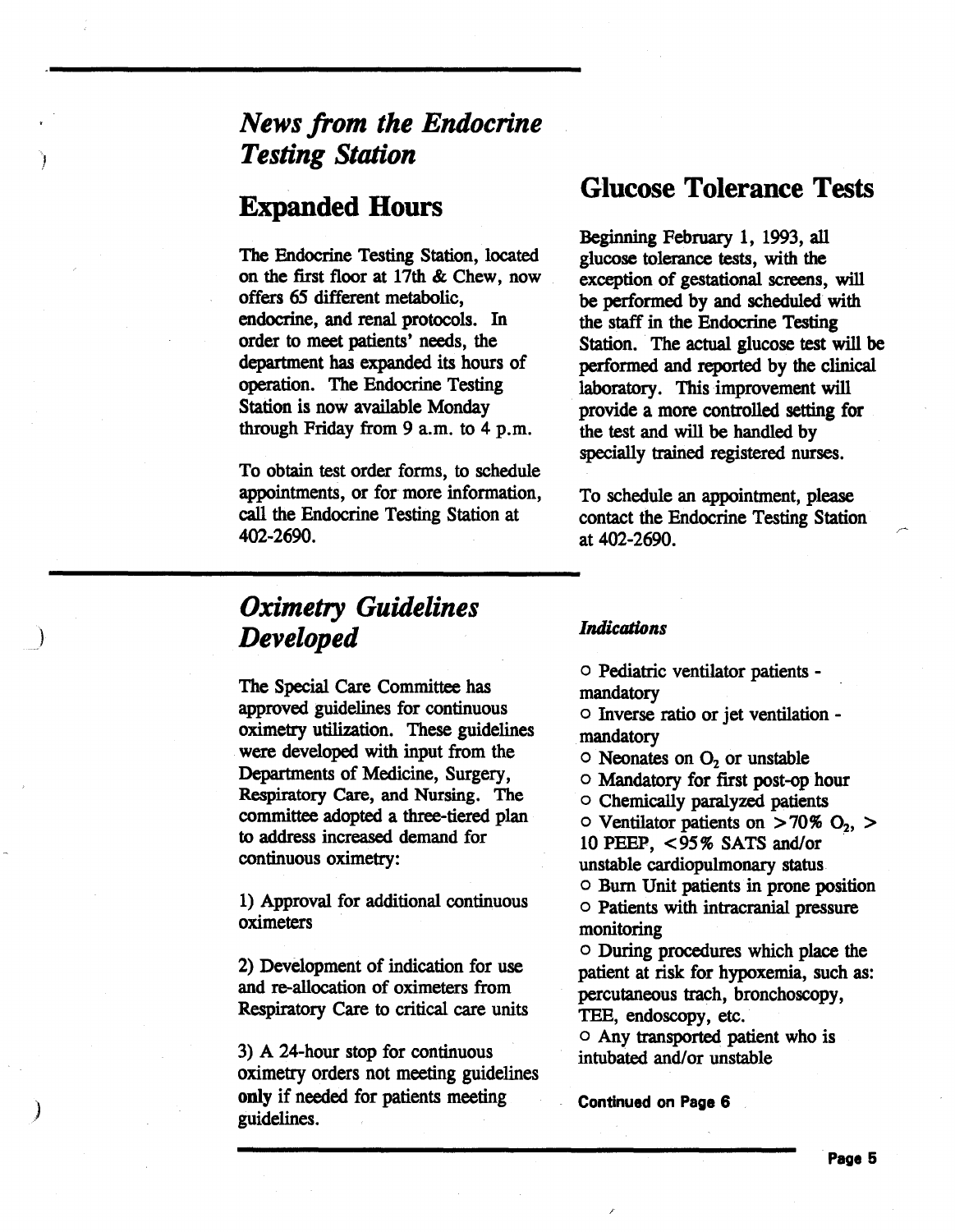## *News from the Endocrine Testing Station*

## Expanded Hours

The Endocrine Testing Station, located on the first floor at 17th & Chew, now offers 65 different metabolic, endocrine, and renal protocols. In order to meet patients' needs, the department has expanded its hours of operation. The Endocrine Testing Station is now available Monday through Friday from 9 a.m. to 4 p.m.

To obtain test order forms, to schedule appointments, or for more information, call the Endocrine Testing Station at 402-2690.

## Glucose Tolerance Tests

Beginning February 1, 1993, all glucose tolerance tests, with the exception of gestational screens, will be performed by and scheduled with the staff in the Endocrine Testing Station. The actual glucose test will be performed and reported by the clinical laboratory. This improvement will provide a more controlled setting for the test and will be handled by specially trained registered nurses.

To schedule an appointment, please contact the Endocrine Testing Station at 402-2690.

## *Oximetry Guidelines Developed*

The Special Care Committee has approved guidelines for continuous oximetry utilization. These guidelines were developed with input from the Departments of Medicine, Surgery, Respiratory Care, and Nursing. The committee adopted a three-tiered plan to address increased demand for continuous oximetry:

1) Approval for additional continuous oximeters

2) Development of indication for use and re-allocation of oximeters from Respiratory Care to critical care units

3) A 24-hour stop for continuous oximetry orders not meeting guidelines **only** if needed for patients meeting guidelines.

### *Indications*

- Pediatric ventilator patients - mandatory
- Inverse ratio or jet ventilation - mandatory
- Neonates on $O_2$ or unstable
- Mandatory for first post-op hour
- Chemically paralyzed patients
- Ventilator patients on >70% $O_2$, > 10 PEEP, <95% SATS and/or unstable cardiopulmonary status
- Burn Unit patients in prone position
- Patients with intracranial pressure monitoring
- During procedures which place the patient at risk for hypoxemia, such as: percutaneous trach, bronchoscopy, TEE, endoscopy, etc.
- Any transported patient who is intubated and/or unstable

**Continued on Page 6**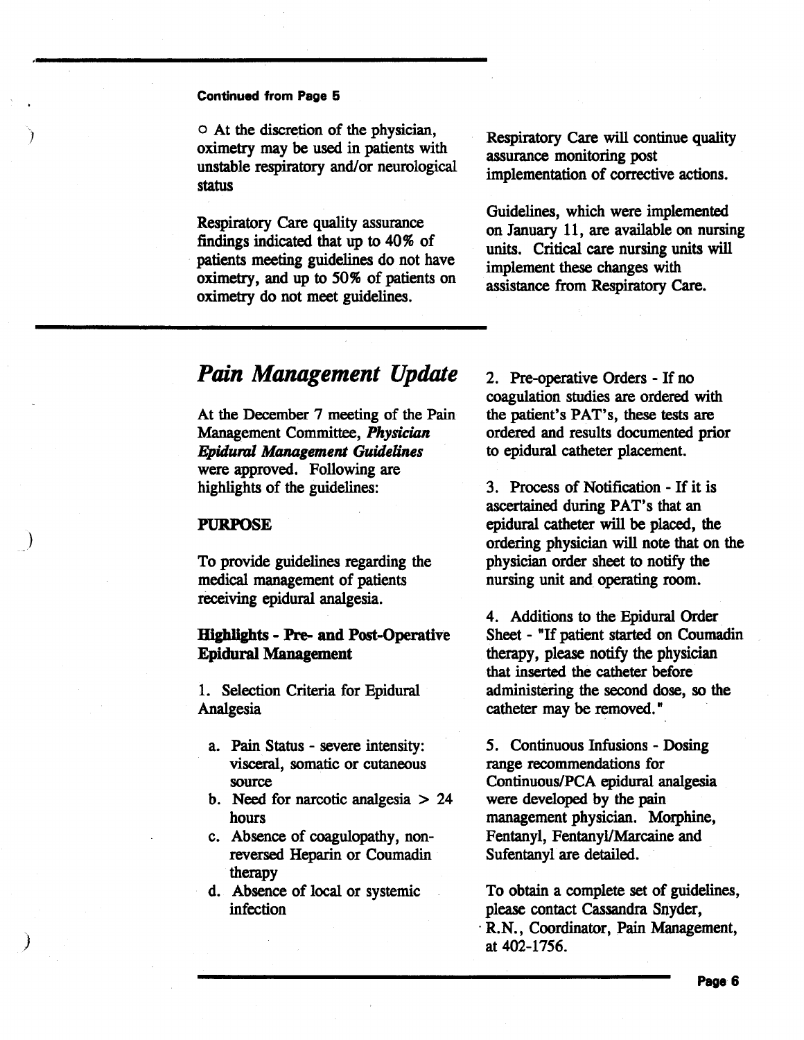Continued from Page 5

o At the discretion of the physician, oximetry may be used in patients with unstable respiratory and/or neurological status

Respiratory Care quality assurance findings indicated that up to 40% of patients meeting guidelines do not have oximetry, and up to 50% of patients on oximetry do not meet guidelines.

Respiratory Care will continue quality assurance monitoring post implementation of corrective actions.

Guidelines, which were implemented on January 11, are available on nursing units. Critical care nursing units will implement these changes with assistance from Respiratory Care.

## *Pain Management Update*

At the December 7 meeting of the Pain Management Committee, ***Physician Epidural Management Guidelines*** were approved. Following are highlights of the guidelines:

**PURPOSE**

To provide guidelines regarding the medical management of patients receiving epidural analgesia.

**Highlights - Pre- and Post-Operative Epidural Management**

1. Selection Criteria for Epidural Analgesia

   a. Pain Status - severe intensity: visceral, somatic or cutaneous source
   b. Need for narcotic analgesia > 24 hours
   c. Absence of coagulopathy, non-reversed Heparin or Coumadin therapy
   d. Absence of local or systemic infection

2. Pre-operative Orders - If no coagulation studies are ordered with the patient's PAT's, these tests are ordered and results documented prior to epidural catheter placement.

3. Process of Notification - If it is ascertained during PAT's that an epidural catheter will be placed, the ordering physician will note that on the physician order sheet to notify the nursing unit and operating room.

4. Additions to the Epidural Order Sheet - "If patient started on Coumadin therapy, please notify the physician that inserted the catheter before administering the second dose, so the catheter may be removed."

5. Continuous Infusions - Dosing range recommendations for Continuous/PCA epidural analgesia were developed by the pain management physician. Morphine, Fentanyl, Fentanyl/Marcaine and Sufentanyl are detailed.

To obtain a complete set of guidelines, please contact Cassandra Snyder, R.N., Coordinator, Pain Management, at 402-1756.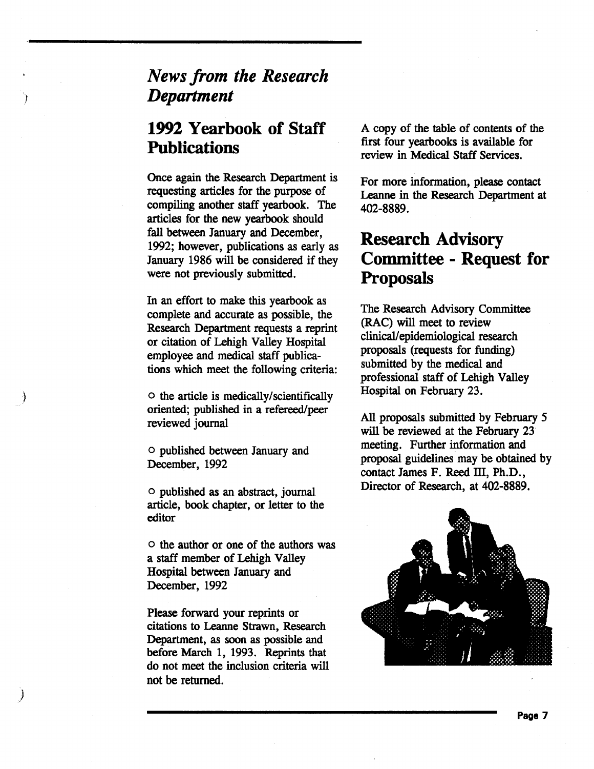# *News from the Research Department*

## 1992 Yearbook of Staff Publications

Once again the Research Department is requesting articles for the purpose of compiling another staff yearbook. The articles for the new yearbook should fall between January and December, 1992; however, publications as early as January 1986 will be considered if they were not previously submitted.

In an effort to make this yearbook as complete and accurate as possible, the Research Department requests a reprint or citation of Lehigh Valley Hospital employee and medical staff publications which meet the following criteria:

- the article is medically/scientifically oriented; published in a refereed/peer reviewed journal
- published between January and December, 1992
- published as an abstract, journal article, book chapter, or letter to the editor
- the author or one of the authors was a staff member of Lehigh Valley Hospital between January and December, 1992

Please forward your reprints or citations to Leanne Strawn, Research Department, as soon as possible and before March 1, 1993. Reprints that do not meet the inclusion criteria will not be returned.

A copy of the table of contents of the first four yearbooks is available for review in Medical Staff Services.

For more information, please contact Leanne in the Research Department at 402-8889.

## Research Advisory Committee - Request for Proposals

The Research Advisory Committee (RAC) will meet to review clinical/epidemiological research proposals (requests for funding) submitted by the medical and professional staff of Lehigh Valley Hospital on February 23.

All proposals submitted by February 5 will be reviewed at the February 23 meeting. Further information and proposal guidelines may be obtained by contact James F. Reed III, Ph.D., Director of Research, at 402-8889.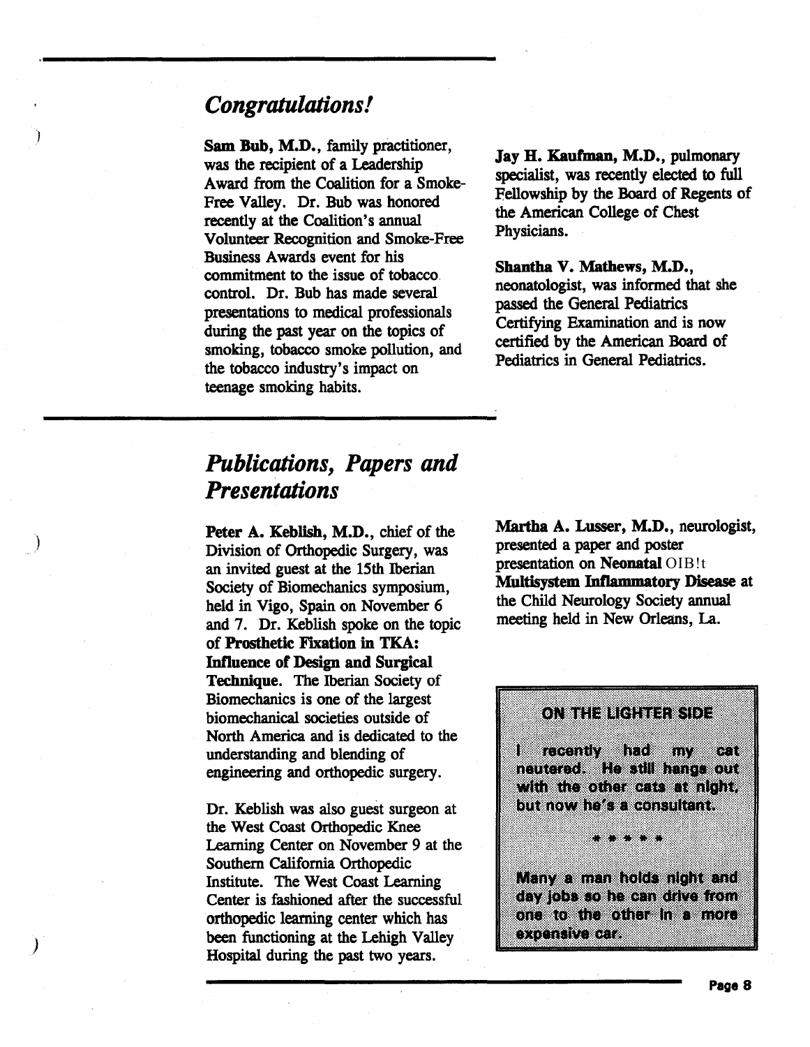## *Congratulations!*

**Sam Bub, M.D.**, family practitioner, was the recipient of a Leadership Award from the Coalition for a Smoke-Free Valley. Dr. Bub was honored recently at the Coalition's annual Volunteer Recognition and Smoke-Free Business Awards event for his commitment to the issue of tobacco control. Dr. Bub has made several presentations to medical professionals during the past year on the topics of smoking, tobacco smoke pollution, and the tobacco industry's impact on teenage smoking habits.

**Jay H. Kaufman, M.D.**, pulmonary specialist, was recently elected to full Fellowship by the Board of Regents of the American College of Chest Physicians.

**Shantha V. Mathews, M.D.**, neonatologist, was informed that she passed the General Pediatrics Certifying Examination and is now certified by the American Board of Pediatrics in General Pediatrics.

## *Publications, Papers and Presentations*

**Peter A. Keblish, M.D.**, chief of the Division of Orthopedic Surgery, was an invited guest at the 15th Iberian Society of Biomechanics symposium, held in Vigo, Spain on November 6 and 7. Dr. Keblish spoke on the topic of **Prosthetic Fixation in TKA: Influence of Design and Surgical Technique**. The Iberian Society of Biomechanics is one of the largest biomechanical societies outside of North America and is dedicated to the understanding and blending of engineering and orthopedic surgery.

Dr. Keblish was also guest surgeon at the West Coast Orthopedic Knee Learning Center on November 9 at the Southern California Orthopedic Institute. The West Coast Learning Center is fashioned after the successful orthopedic learning center which has been functioning at the Lehigh Valley Hospital during the past two years.

**Martha A. Lusser, M.D.**, neurologist, presented a paper and poster presentation on **Neonatal** OIB!t **Multisystem Inflammatory Disease** at the Child Neurology Society annual meeting held in New Orleans, La.

**ON THE LIGHTER SIDE**

I recently had my cat neutered. He still hangs out with the other cats at night, but now he's a consultant.

* * * * *

Many a man holds night and day jobs so he can drive from one to the other in a more expensive car.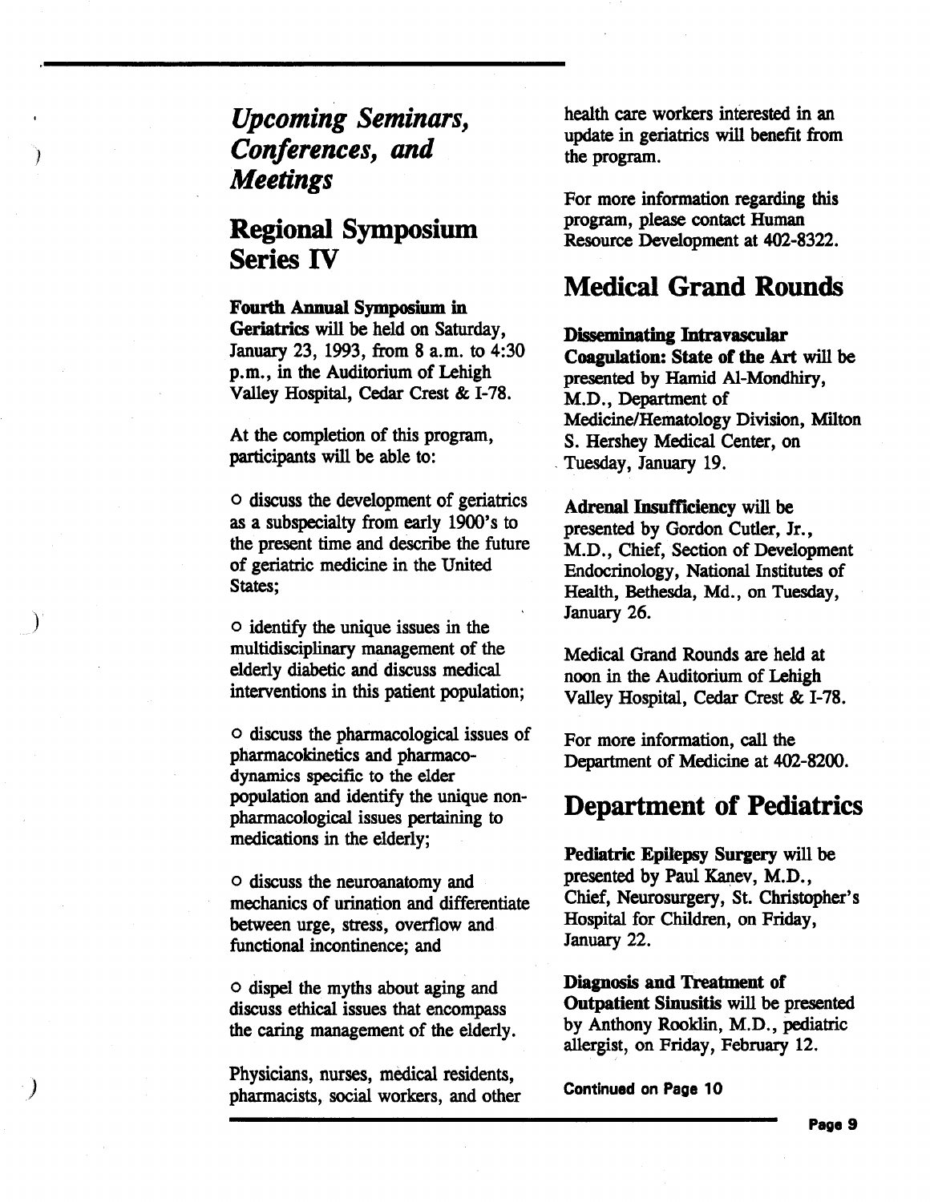# *Upcoming Seminars, Conferences, and Meetings*

## Regional Symposium Series IV

**Fourth Annual Symposium in Geriatrics** will be held on Saturday, January 23, 1993, from 8 a.m. to 4:30 p.m., in the Auditorium of Lehigh Valley Hospital, Cedar Crest & I-78.

At the completion of this program, participants will be able to:

- discuss the development of geriatrics as a subspecialty from early 1900's to the present time and describe the future of geriatric medicine in the United States;

- identify the unique issues in the multidisciplinary management of the elderly diabetic and discuss medical interventions in this patient population;

- discuss the pharmacological issues of pharmacokinetics and pharmacodynamics specific to the elder population and identify the unique non-pharmacological issues pertaining to medications in the elderly;

- discuss the neuroanatomy and mechanics of urination and differentiate between urge, stress, overflow and functional incontinence; and

- dispel the myths about aging and discuss ethical issues that encompass the caring management of the elderly.

Physicians, nurses, medical residents, pharmacists, social workers, and other health care workers interested in an update in geriatrics will benefit from the program.

For more information regarding this program, please contact Human Resource Development at 402-8322.

## Medical Grand Rounds

**Disseminating Intravascular Coagulation: State of the Art** will be presented by Hamid Al-Mondhiry, M.D., Department of Medicine/Hematology Division, Milton S. Hershey Medical Center, on Tuesday, January 19.

**Adrenal Insufficiency** will be presented by Gordon Cutler, Jr., M.D., Chief, Section of Development Endocrinology, National Institutes of Health, Bethesda, Md., on Tuesday, January 26.

Medical Grand Rounds are held at noon in the Auditorium of Lehigh Valley Hospital, Cedar Crest & I-78.

For more information, call the Department of Medicine at 402-8200.

## Department of Pediatrics

**Pediatric Epilepsy Surgery** will be presented by Paul Kanev, M.D., Chief, Neurosurgery, St. Christopher's Hospital for Children, on Friday, January 22.

**Diagnosis and Treatment of Outpatient Sinusitis** will be presented by Anthony Rooklin, M.D., pediatric allergist, on Friday, February 12.

**Continued on Page 10**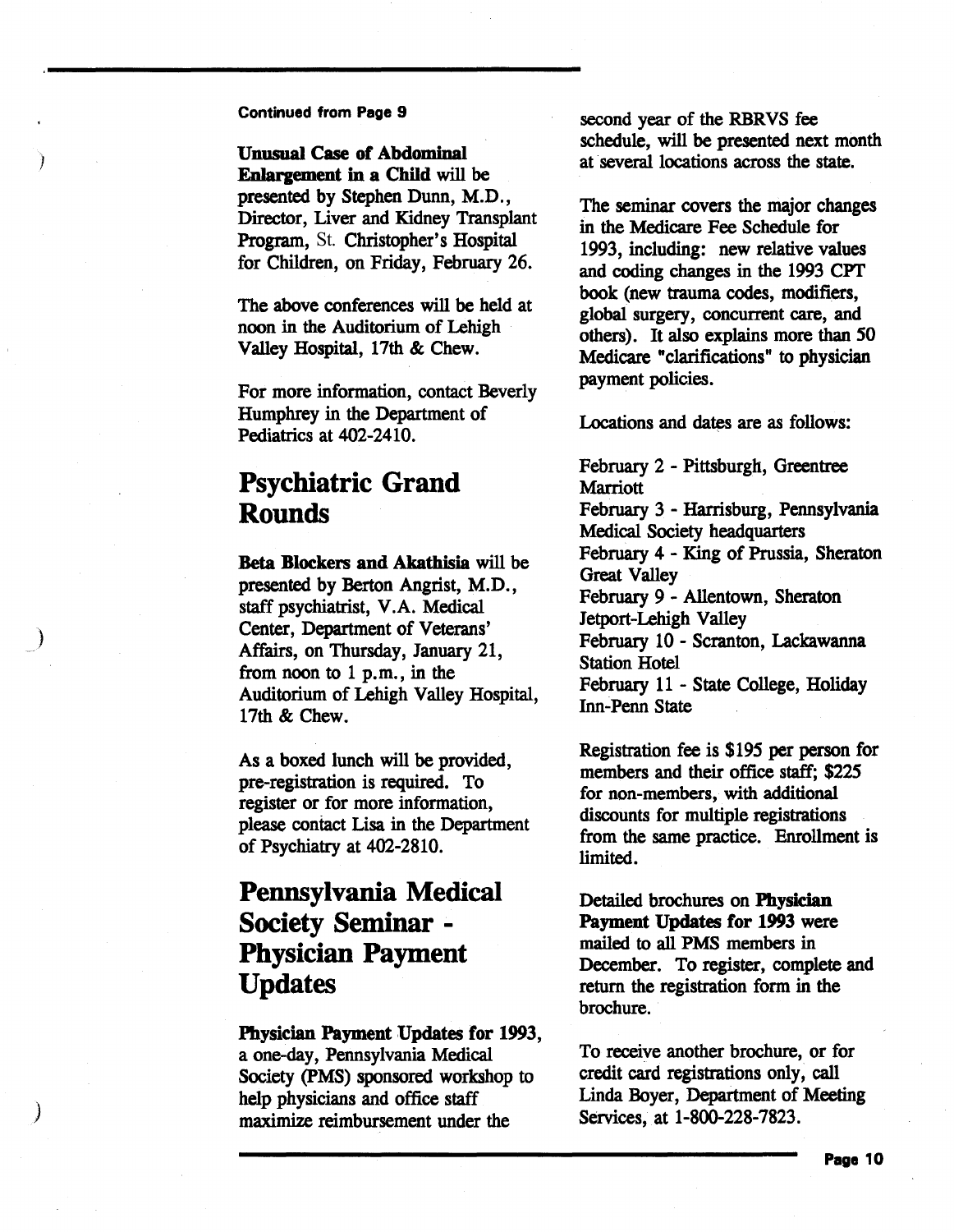Continued from Page 9

**Unusual Case of Abdominal Enlargement in a Child** will be presented by Stephen Dunn, M.D., Director, Liver and Kidney Transplant Program, St. Christopher's Hospital for Children, on Friday, February 26.

The above conferences will be held at noon in the Auditorium of Lehigh Valley Hospital, 17th & Chew.

For more information, contact Beverly Humphrey in the Department of Pediatrics at 402-2410.

## Psychiatric Grand Rounds

**Beta Blockers and Akathisia** will be presented by Berton Angrist, M.D., staff psychiatrist, V.A. Medical Center, Department of Veterans' Affairs, on Thursday, January 21, from noon to 1 p.m., in the Auditorium of Lehigh Valley Hospital, 17th & Chew.

As a boxed lunch will be provided, pre-registration is required. To register or for more information, please contact Lisa in the Department of Psychiatry at 402-2810.

## Pennsylvania Medical Society Seminar - Physician Payment Updates

**Physician Payment Updates for 1993**, a one-day, Pennsylvania Medical Society (PMS) sponsored workshop to help physicians and office staff maximize reimbursement under the second year of the RBRVS fee schedule, will be presented next month at several locations across the state.

The seminar covers the major changes in the Medicare Fee Schedule for 1993, including: new relative values and coding changes in the 1993 CPT book (new trauma codes, modifiers, global surgery, concurrent care, and others). It also explains more than 50 Medicare "clarifications" to physician payment policies.

Locations and dates are as follows:

February 2 - Pittsburgh, Greentree Marriott
February 3 - Harrisburg, Pennsylvania Medical Society headquarters
February 4 - King of Prussia, Sheraton Great Valley
February 9 - Allentown, Sheraton Jetport-Lehigh Valley
February 10 - Scranton, Lackawanna Station Hotel
February 11 - State College, Holiday Inn-Penn State

Registration fee is $195 per person for members and their office staff; $225 for non-members, with additional discounts for multiple registrations from the same practice. Enrollment is limited.

Detailed brochures on **Physician Payment Updates for 1993** were mailed to all PMS members in December. To register, complete and return the registration form in the brochure.

To receive another brochure, or for credit card registrations only, call Linda Boyer, Department of Meeting Services, at 1-800-228-7823.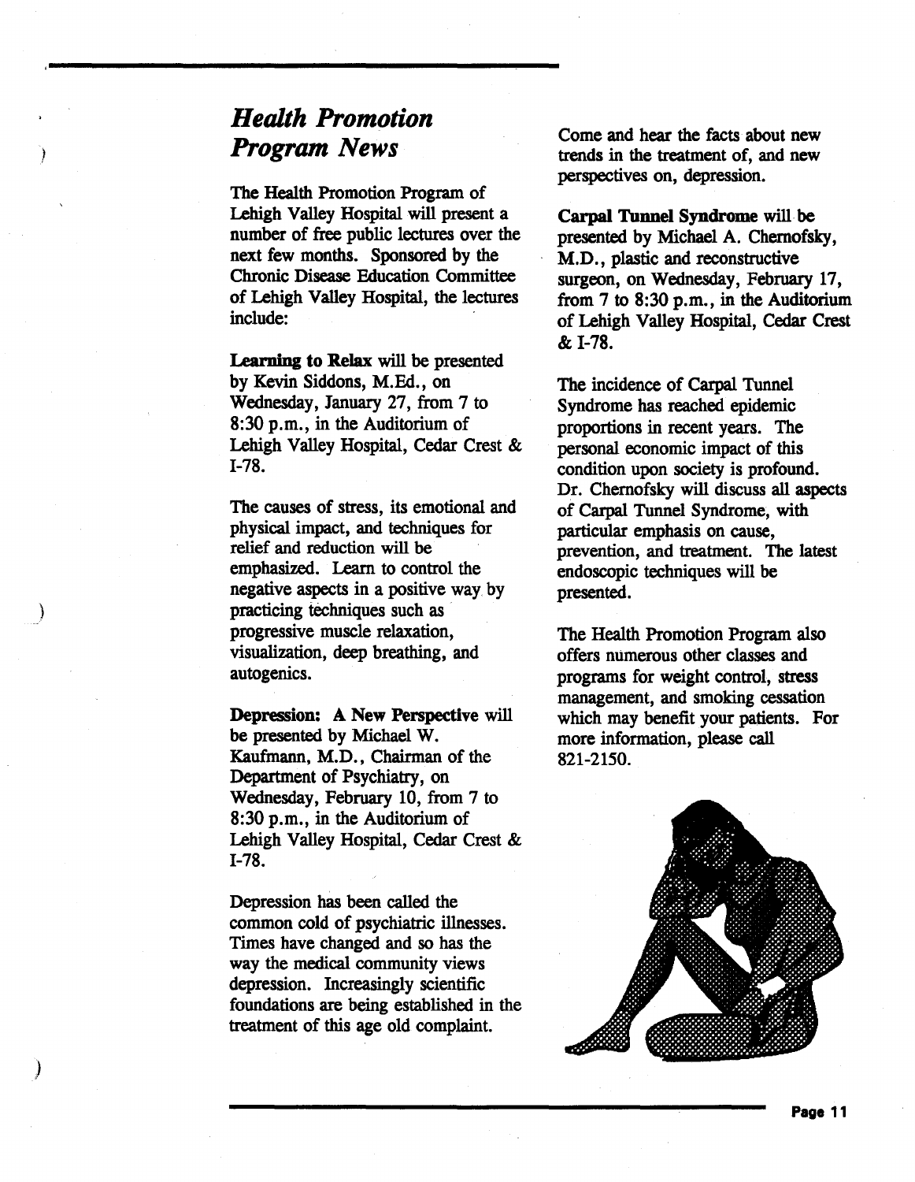## *Health Promotion Program News*

The Health Promotion Program of Lehigh Valley Hospital will present a number of free public lectures over the next few months. Sponsored by the Chronic Disease Education Committee of Lehigh Valley Hospital, the lectures include:

**Learning to Relax** will be presented by Kevin Siddons, M.Ed., on Wednesday, January 27, from 7 to 8:30 p.m., in the Auditorium of Lehigh Valley Hospital, Cedar Crest & I-78.

The causes of stress, its emotional and physical impact, and techniques for relief and reduction will be emphasized. Learn to control the negative aspects in a positive way by practicing techniques such as progressive muscle relaxation, visualization, deep breathing, and autogenics.

**Depression: A New Perspective** will be presented by Michael W. Kaufmann, M.D., Chairman of the Department of Psychiatry, on Wednesday, February 10, from 7 to 8:30 p.m., in the Auditorium of Lehigh Valley Hospital, Cedar Crest & I-78.

Depression has been called the common cold of psychiatric illnesses. Times have changed and so has the way the medical community views depression. Increasingly scientific foundations are being established in the treatment of this age old complaint. Come and hear the facts about new trends in the treatment of, and new perspectives on, depression.

**Carpal Tunnel Syndrome** will be presented by Michael A. Chernofsky, M.D., plastic and reconstructive surgeon, on Wednesday, February 17, from 7 to 8:30 p.m., in the Auditorium of Lehigh Valley Hospital, Cedar Crest & I-78.

The incidence of Carpal Tunnel Syndrome has reached epidemic proportions in recent years. The personal economic impact of this condition upon society is profound. Dr. Chernofsky will discuss all aspects of Carpal Tunnel Syndrome, with particular emphasis on cause, prevention, and treatment. The latest endoscopic techniques will be presented.

The Health Promotion Program also offers numerous other classes and programs for weight control, stress management, and smoking cessation which may benefit your patients. For more information, please call 821-2150.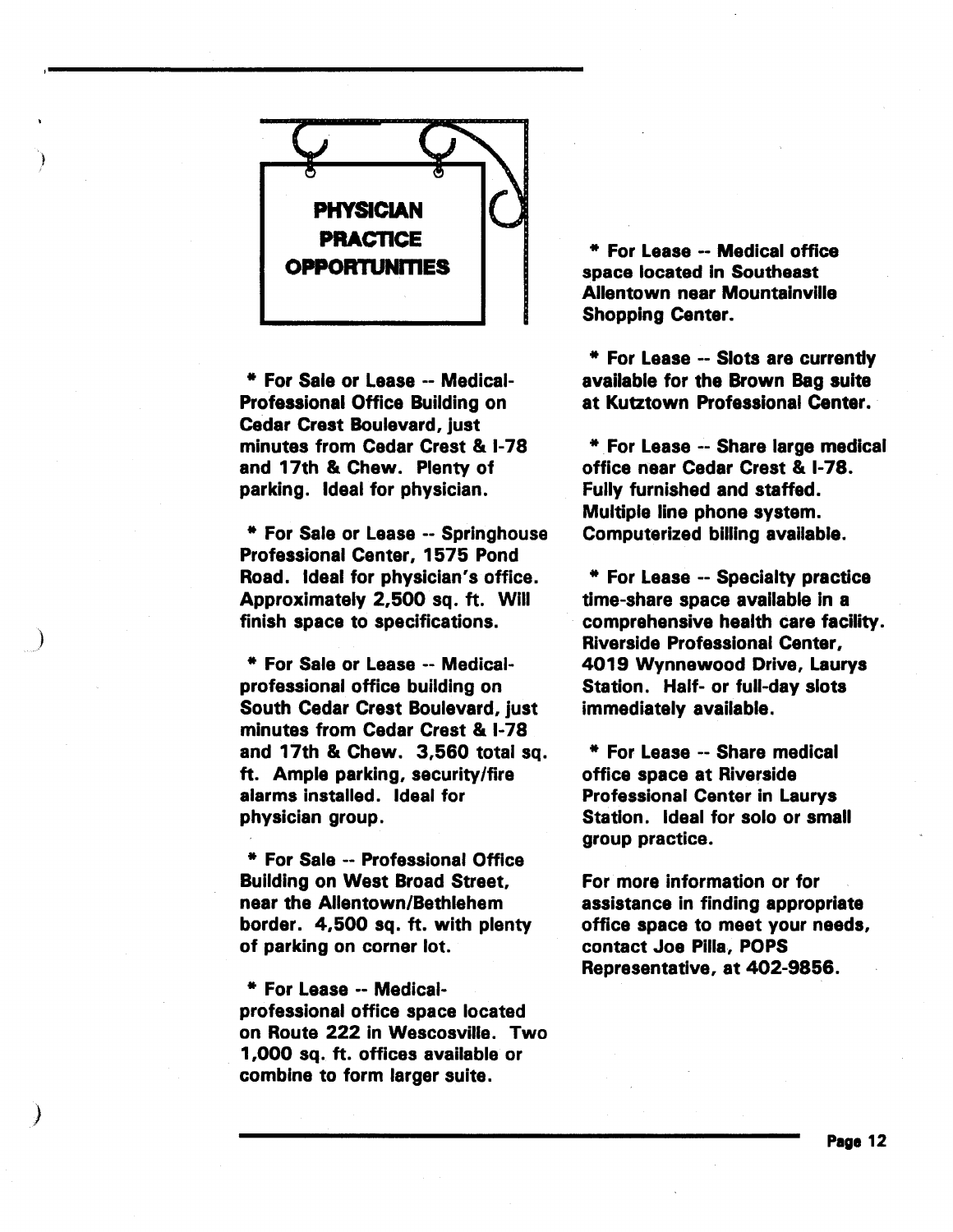## PHYSICIAN PRACTICE OPPORTUNITIES

**\* For Sale or Lease -- Medical-Professional Office Building on Cedar Crest Boulevard, just minutes from Cedar Crest & I-78 and 17th & Chew. Plenty of parking. Ideal for physician.**

**\* For Sale or Lease -- Springhouse Professional Center, 1575 Pond Road. Ideal for physician's office. Approximately 2,500 sq. ft. Will finish space to specifications.**

**\* For Sale or Lease -- Medical-professional office building on South Cedar Crest Boulevard, just minutes from Cedar Crest & I-78 and 17th & Chew. 3,560 total sq. ft. Ample parking, security/fire alarms installed. Ideal for physician group.**

**\* For Sale -- Professional Office Building on West Broad Street, near the Allentown/Bethlehem border. 4,500 sq. ft. with plenty of parking on corner lot.**

**\* For Lease -- Medical-professional office space located on Route 222 in Wescosville. Two 1,000 sq. ft. offices available or combine to form larger suite.**

**\* For Lease -- Medical office space located in Southeast Allentown near Mountainville Shopping Center.**

**\* For Lease -- Slots are currently available for the Brown Bag suite at Kutztown Professional Center.**

**\* For Lease -- Share large medical office near Cedar Crest & I-78. Fully furnished and staffed. Multiple line phone system. Computerized billing available.**

**\* For Lease -- Specialty practice time-share space available in a comprehensive health care facility. Riverside Professional Center, 4019 Wynnewood Drive, Laurys Station. Half- or full-day slots immediately available.**

**\* For Lease -- Share medical office space at Riverside Professional Center in Laurys Station. Ideal for solo or small group practice.**

**For more information or for assistance in finding appropriate office space to meet your needs, contact Joe Pilla, POPS Representative, at 402-9856.**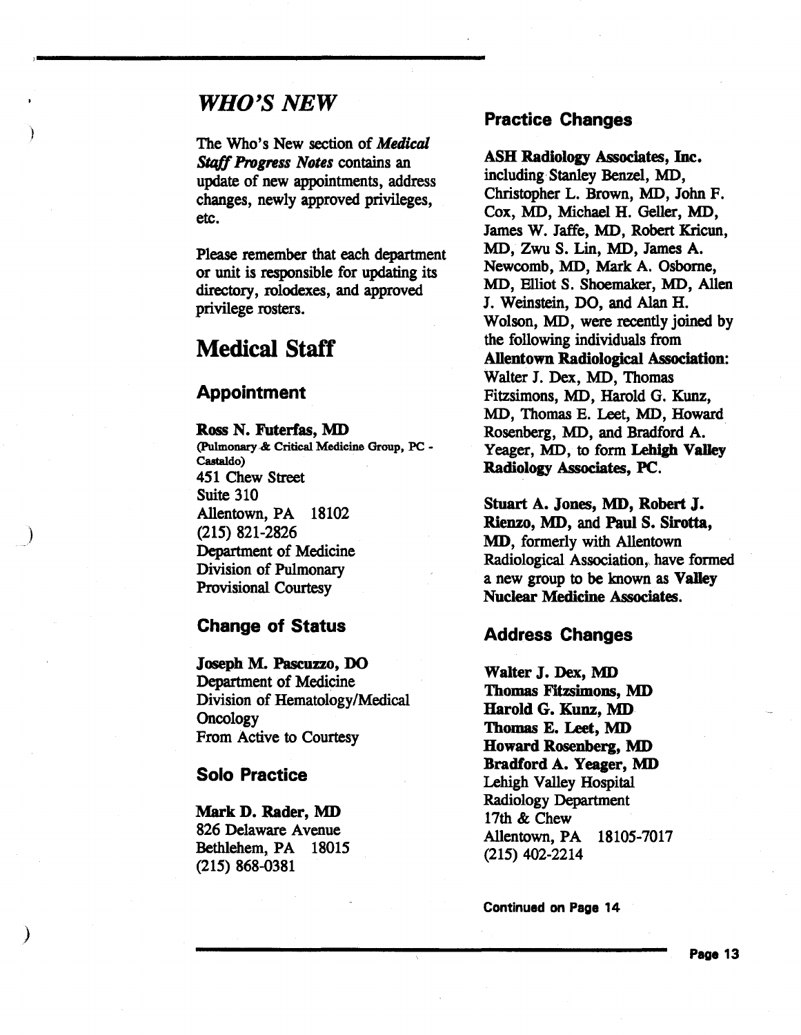# *WHO'S NEW*

The Who's New section of ***Medical Staff Progress Notes*** contains an update of new appointments, address changes, newly approved privileges, etc.

Please remember that each department or unit is responsible for updating its directory, rolodexes, and approved privilege rosters.

# Medical Staff

## Appointment

**Ross N. Futerfas, MD**
(Pulmonary & Critical Medicine Group, PC - Castaldo)
451 Chew Street
Suite 310
Allentown, PA 18102
(215) 821-2826
Department of Medicine
Division of Pulmonary
Provisional Courtesy

## Change of Status

**Joseph M. Pascuzzo, DO**
Department of Medicine
Division of Hematology/Medical Oncology
From Active to Courtesy

## Solo Practice

**Mark D. Rader, MD**
826 Delaware Avenue
Bethlehem, PA 18015
(215) 868-0381

## Practice Changes

**ASH Radiology Associates, Inc.** including Stanley Benzel, MD, Christopher L. Brown, MD, John F. Cox, MD, Michael H. Geller, MD, James W. Jaffe, MD, Robert Kricun, MD, Zwu S. Lin, MD, James A. Newcomb, MD, Mark A. Osborne, MD, Elliot S. Shoemaker, MD, Allen J. Weinstein, DO, and Alan H. Wolson, MD, were recently joined by the following individuals from **Allentown Radiological Association:** Walter J. Dex, MD, Thomas Fitzsimons, MD, Harold G. Kunz, MD, Thomas E. Leet, MD, Howard Rosenberg, MD, and Bradford A. Yeager, MD, to form **Lehigh Valley Radiology Associates, PC.**

**Stuart A. Jones, MD, Robert J. Rienzo, MD,** and **Paul S. Sirotta, MD**, formerly with Allentown Radiological Association, have formed a new group to be known as **Valley Nuclear Medicine Associates.**

## Address Changes

**Walter J. Dex, MD**
**Thomas Fitzsimons, MD**
**Harold G. Kunz, MD**
**Thomas E. Leet, MD**
**Howard Rosenberg, MD**
**Bradford A. Yeager, MD**
Lehigh Valley Hospital
Radiology Department
17th & Chew
Allentown, PA 18105-7017
(215) 402-2214

**Continued on Page 14**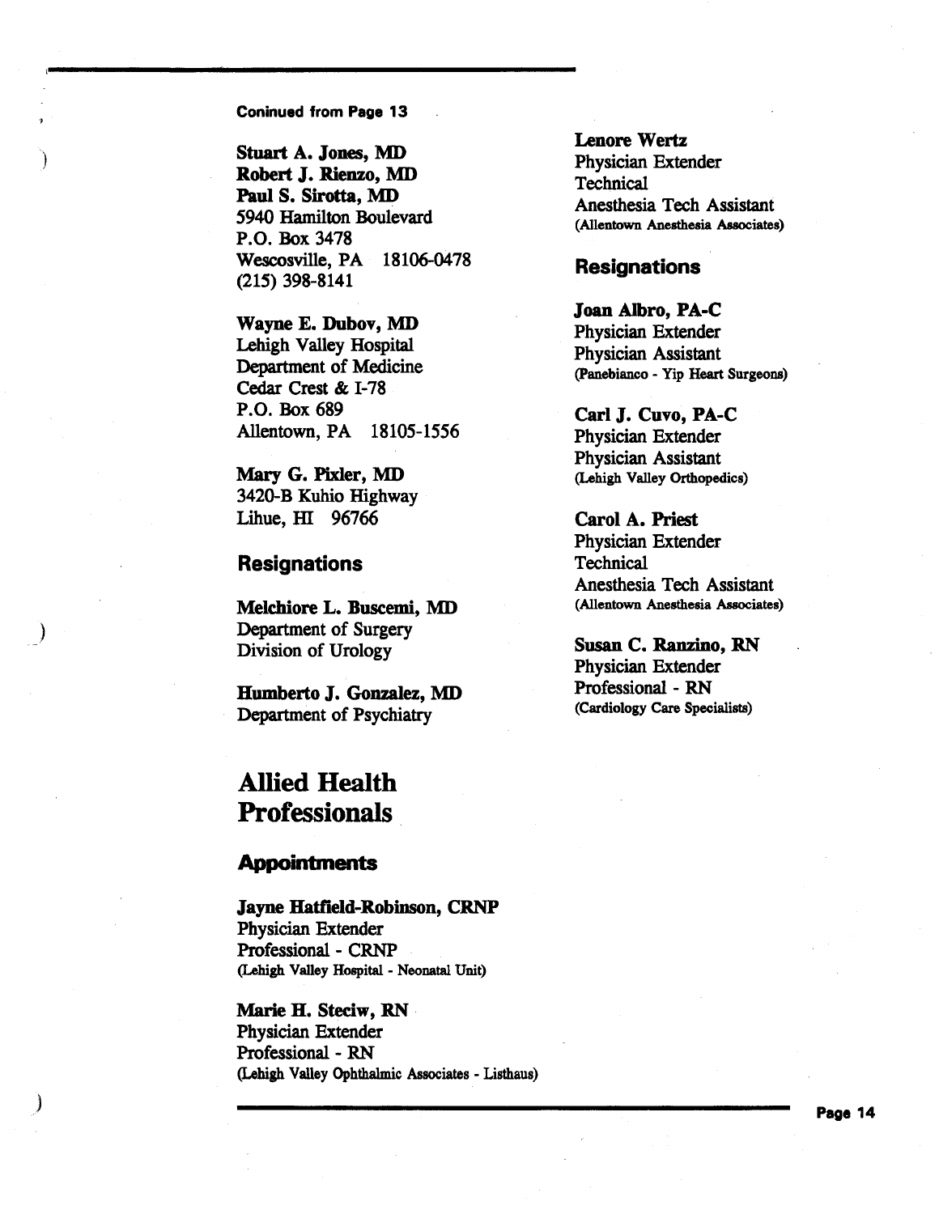Coninued from Page 13

**Stuart A. Jones, MD**
**Robert J. Rienzo, MD**
**Paul S. Sirotta, MD**
5940 Hamilton Boulevard
P.O. Box 3478
Wescosville, PA 18106-0478
(215) 398-8141

**Wayne E. Dubov, MD**
Lehigh Valley Hospital
Department of Medicine
Cedar Crest & I-78
P.O. Box 689
Allentown, PA 18105-1556

**Mary G. Pixler, MD**
3420-B Kuhio Highway
Lihue, HI 96766

### Resignations

**Melchiore L. Buscemi, MD**
Department of Surgery
Division of Urology

**Humberto J. Gonzalez, MD**
Department of Psychiatry

## Allied Health Professionals

### Appointments

**Jayne Hatfield-Robinson, CRNP**
Physician Extender
Professional - CRNP
(Lehigh Valley Hospital - Neonatal Unit)

**Marie H. Steciw, RN**
Physician Extender
Professional - RN
(Lehigh Valley Ophthalmic Associates - Listhaus)

**Lenore Wertz**
Physician Extender
Technical
Anesthesia Tech Assistant
(Allentown Anesthesia Associates)

### Resignations

**Joan Albro, PA-C**
Physician Extender
Physician Assistant
(Panebianco - Yip Heart Surgeons)

**Carl J. Cuvo, PA-C**
Physician Extender
Physician Assistant
(Lehigh Valley Orthopedics)

**Carol A. Priest**
Physician Extender
Technical
Anesthesia Tech Assistant
(Allentown Anesthesia Associates)

**Susan C. Ranzino, RN**
Physician Extender
Professional - RN
(Cardiology Care Specialists)